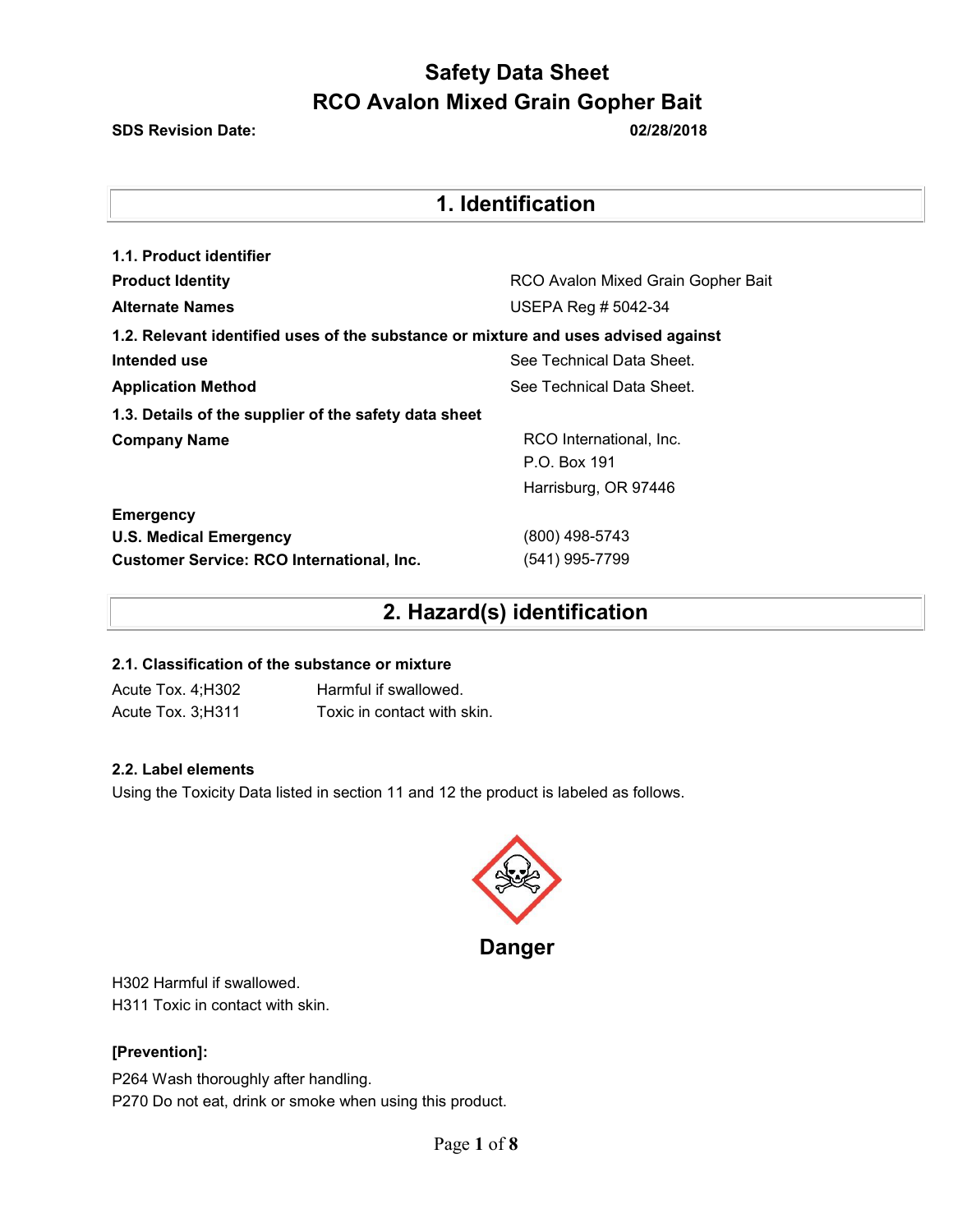# Safety Data Sheet
# RCO Avalon Mixed Grain Gopher Bait

**SDS Revision Date:** **02/28/2018**

## 1. Identification

**1.1. Product identifier**

| | |
|---|---|
| **Product Identity** | RCO Avalon Mixed Grain Gopher Bait |
| **Alternate Names** | USEPA Reg # 5042-34 |

**1.2. Relevant identified uses of the substance or mixture and uses advised against**

| | |
|---|---|
| **Intended use** | See Technical Data Sheet. |
| **Application Method** | See Technical Data Sheet. |

**1.3. Details of the supplier of the safety data sheet**

| | |
|---|---|
| **Company Name** | RCO International, Inc.<br>P.O. Box 191<br>Harrisburg, OR 97446 |

**Emergency**

| | |
|---|---|
| **U.S. Medical Emergency** | (800) 498-5743 |
| **Customer Service: RCO International, Inc.** | (541) 995-7799 |

## 2. Hazard(s) identification

**2.1. Classification of the substance or mixture**

| | |
|---|---|
| Acute Tox. 4;H302 | Harmful if swallowed. |
| Acute Tox. 3;H311 | Toxic in contact with skin. |

**2.2. Label elements**

Using the Toxicity Data listed in section 11 and 12 the product is labeled as follows.

**Danger**

H302 Harmful if swallowed.
H311 Toxic in contact with skin.

**[Prevention]:**

P264 Wash thoroughly after handling.
P270 Do not eat, drink or smoke when using this product.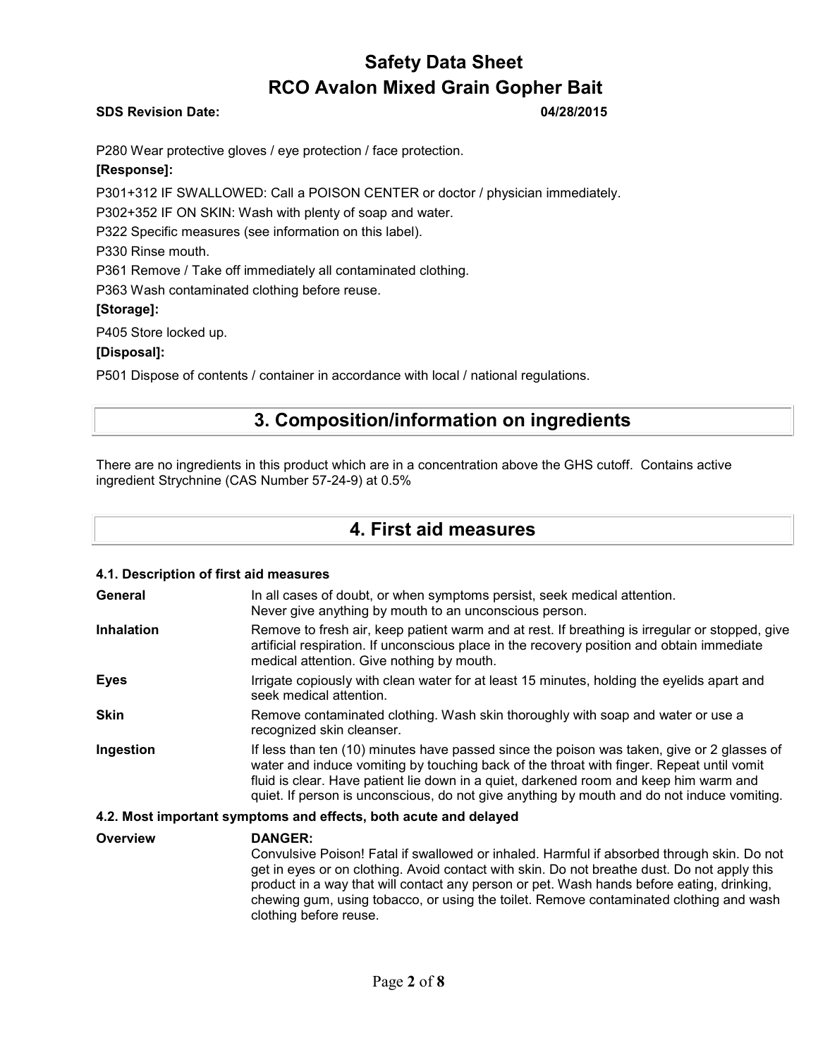P280 Wear protective gloves / eye protection / face protection.

**[Response]:**

P301+312 IF SWALLOWED: Call a POISON CENTER or doctor / physician immediately.

P302+352 IF ON SKIN: Wash with plenty of soap and water.

P322 Specific measures (see information on this label).

P330 Rinse mouth.

P361 Remove / Take off immediately all contaminated clothing.

P363 Wash contaminated clothing before reuse.

**[Storage]:**

P405 Store locked up.

**[Disposal]:**

P501 Dispose of contents / container in accordance with local / national regulations.

## 3. Composition/information on ingredients

There are no ingredients in this product which are in a concentration above the GHS cutoff. Contains active ingredient Strychnine (CAS Number 57-24-9) at 0.5%

## 4. First aid measures

### 4.1. Description of first aid measures

| | |
|---|---|
| **General** | In all cases of doubt, or when symptoms persist, seek medical attention. Never give anything by mouth to an unconscious person. |
| **Inhalation** | Remove to fresh air, keep patient warm and at rest. If breathing is irregular or stopped, give artificial respiration. If unconscious place in the recovery position and obtain immediate medical attention. Give nothing by mouth. |
| **Eyes** | Irrigate copiously with clean water for at least 15 minutes, holding the eyelids apart and seek medical attention. |
| **Skin** | Remove contaminated clothing. Wash skin thoroughly with soap and water or use a recognized skin cleanser. |
| **Ingestion** | If less than ten (10) minutes have passed since the poison was taken, give or 2 glasses of water and induce vomiting by touching back of the throat with finger. Repeat until vomit fluid is clear. Have patient lie down in a quiet, darkened room and keep him warm and quiet. If person is unconscious, do not give anything by mouth and do not induce vomiting. |

### 4.2. Most important symptoms and effects, both acute and delayed

| | |
|---|---|
| **Overview** | **DANGER:** Convulsive Poison! Fatal if swallowed or inhaled. Harmful if absorbed through skin. Do not get in eyes or on clothing. Avoid contact with skin. Do not breathe dust. Do not apply this product in a way that will contact any person or pet. Wash hands before eating, drinking, chewing gum, using tobacco, or using the toilet. Remove contaminated clothing and wash clothing before reuse. |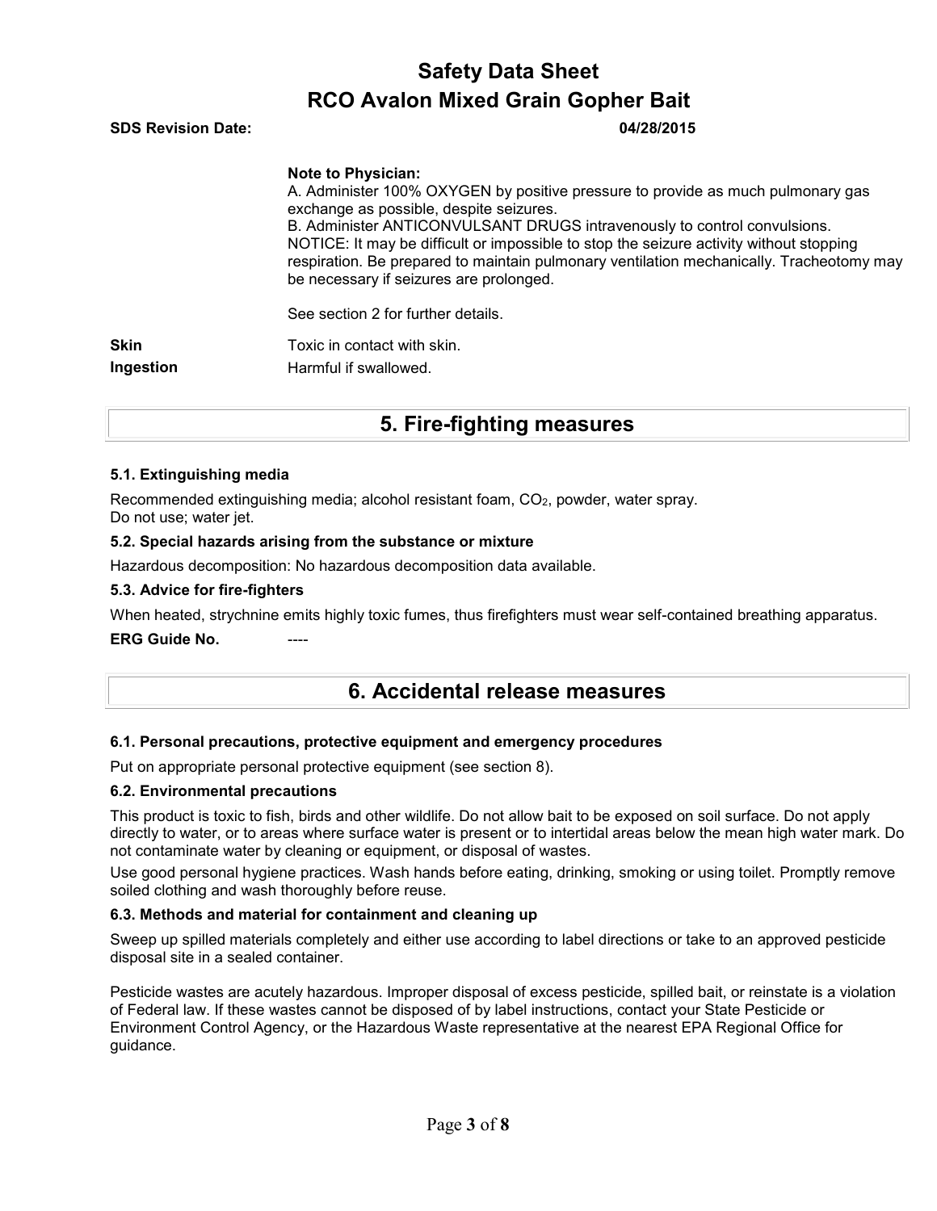**Note to Physician:**
A. Administer 100% OXYGEN by positive pressure to provide as much pulmonary gas exchange as possible, despite seizures.
B. Administer ANTICONVULSANT DRUGS intravenously to control convulsions.
NOTICE: It may be difficult or impossible to stop the seizure activity without stopping respiration. Be prepared to maintain pulmonary ventilation mechanically. Tracheotomy may be necessary if seizures are prolonged.

See section 2 for further details.

**Skin** Toxic in contact with skin.

**Ingestion** Harmful if swallowed.

# 5. Fire-fighting measures

### 5.1. Extinguishing media

Recommended extinguishing media; alcohol resistant foam, $CO_2$, powder, water spray.
Do not use; water jet.

### 5.2. Special hazards arising from the substance or mixture

Hazardous decomposition: No hazardous decomposition data available.

### 5.3. Advice for fire-fighters

When heated, strychnine emits highly toxic fumes, thus firefighters must wear self-contained breathing apparatus.

**ERG Guide No.** ----

# 6. Accidental release measures

### 6.1. Personal precautions, protective equipment and emergency procedures

Put on appropriate personal protective equipment (see section 8).

### 6.2. Environmental precautions

This product is toxic to fish, birds and other wildlife. Do not allow bait to be exposed on soil surface. Do not apply directly to water, or to areas where surface water is present or to intertidal areas below the mean high water mark. Do not contaminate water by cleaning or equipment, or disposal of wastes.

Use good personal hygiene practices. Wash hands before eating, drinking, smoking or using toilet. Promptly remove soiled clothing and wash thoroughly before reuse.

### 6.3. Methods and material for containment and cleaning up

Sweep up spilled materials completely and either use according to label directions or take to an approved pesticide disposal site in a sealed container.

Pesticide wastes are acutely hazardous. Improper disposal of excess pesticide, spilled bait, or reinstate is a violation of Federal law. If these wastes cannot be disposed of by label instructions, contact your State Pesticide or Environment Control Agency, or the Hazardous Waste representative at the nearest EPA Regional Office for guidance.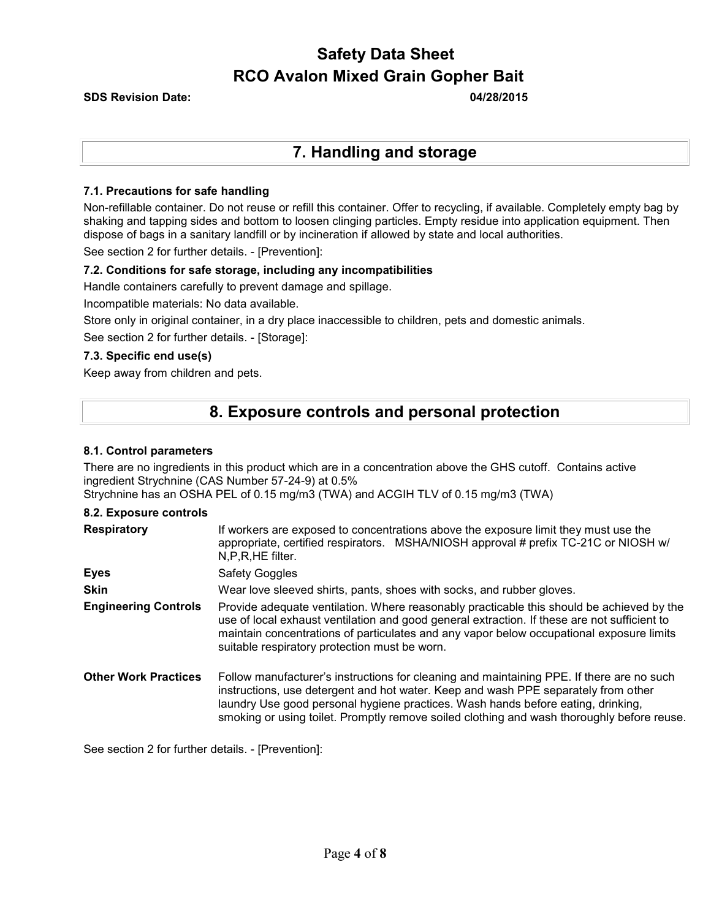# Safety Data Sheet
# RCO Avalon Mixed Grain Gopher Bait

**SDS Revision Date:** **04/28/2015**

## 7. Handling and storage

### 7.1. Precautions for safe handling

Non-refillable container. Do not reuse or refill this container. Offer to recycling, if available. Completely empty bag by shaking and tapping sides and bottom to loosen clinging particles. Empty residue into application equipment. Then dispose of bags in a sanitary landfill or by incineration if allowed by state and local authorities.

See section 2 for further details. - [Prevention]:

### 7.2. Conditions for safe storage, including any incompatibilities

Handle containers carefully to prevent damage and spillage.

Incompatible materials: No data available.

Store only in original container, in a dry place inaccessible to children, pets and domestic animals.

See section 2 for further details. - [Storage]:

### 7.3. Specific end use(s)

Keep away from children and pets.

## 8. Exposure controls and personal protection

### 8.1. Control parameters

There are no ingredients in this product which are in a concentration above the GHS cutoff. Contains active ingredient Strychnine (CAS Number 57-24-9) at 0.5%
Strychnine has an OSHA PEL of 0.15 mg/m3 (TWA) and ACGIH TLV of 0.15 mg/m3 (TWA)

### 8.2. Exposure controls

| | |
|---|---|
| **Respiratory** | If workers are exposed to concentrations above the exposure limit they must use the appropriate, certified respirators. MSHA/NIOSH approval # prefix TC-21C or NIOSH w/ N,P,R,HE filter. |
| **Eyes** | Safety Goggles |
| **Skin** | Wear love sleeved shirts, pants, shoes with socks, and rubber gloves. |
| **Engineering Controls** | Provide adequate ventilation. Where reasonably practicable this should be achieved by the use of local exhaust ventilation and good general extraction. If these are not sufficient to maintain concentrations of particulates and any vapor below occupational exposure limits suitable respiratory protection must be worn. |
| **Other Work Practices** | Follow manufacturer's instructions for cleaning and maintaining PPE. If there are no such instructions, use detergent and hot water. Keep and wash PPE separately from other laundry Use good personal hygiene practices. Wash hands before eating, drinking, smoking or using toilet. Promptly remove soiled clothing and wash thoroughly before reuse. |

See section 2 for further details. - [Prevention]: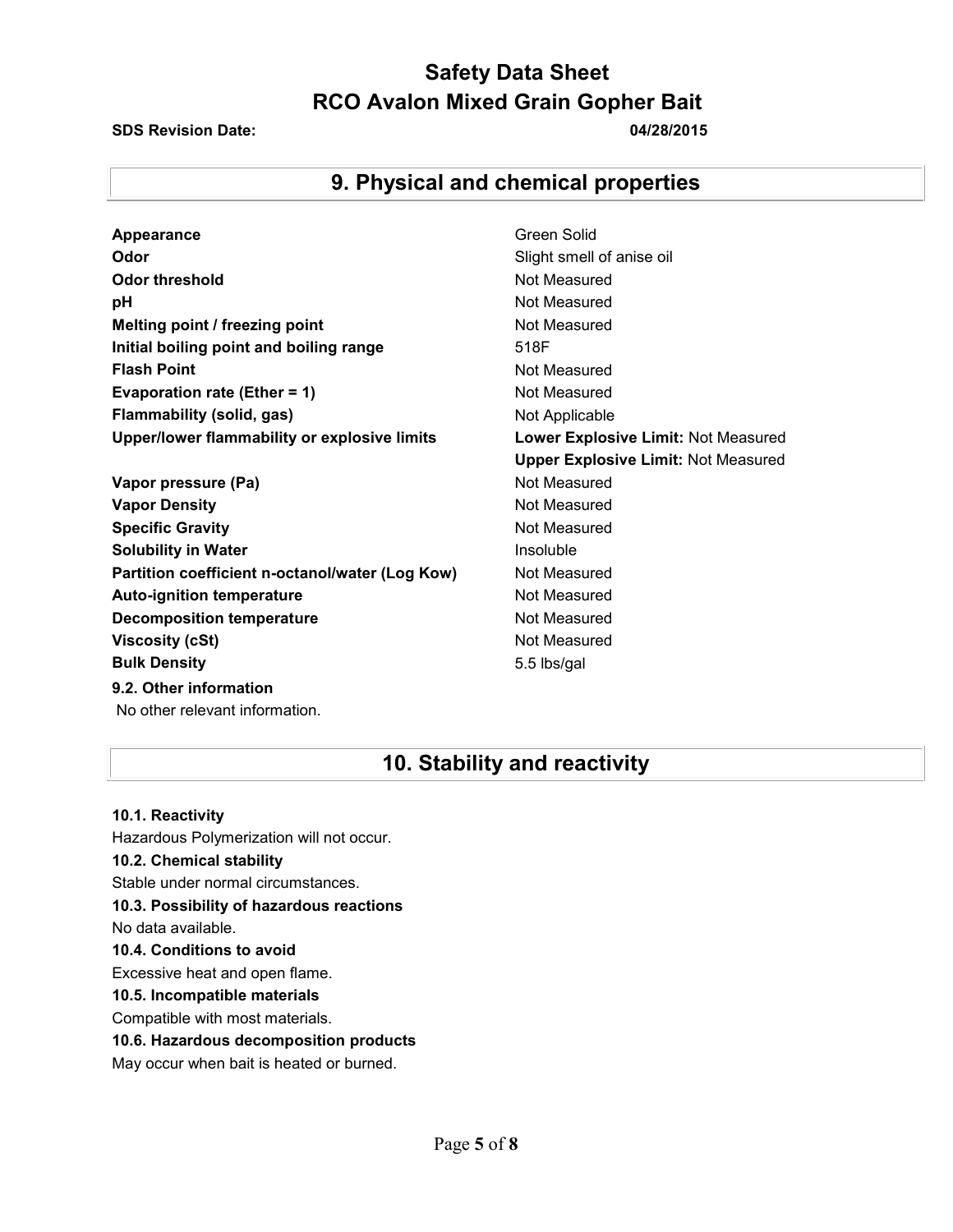## 9. Physical and chemical properties

| | |
|---|---|
| **Appearance** | Green Solid |
| **Odor** | Slight smell of anise oil |
| **Odor threshold** | Not Measured |
| **pH** | Not Measured |
| **Melting point / freezing point** | Not Measured |
| **Initial boiling point and boiling range** | 518F |
| **Flash Point** | Not Measured |
| **Evaporation rate (Ether = 1)** | Not Measured |
| **Flammability (solid, gas)** | Not Applicable |
| **Upper/lower flammability or explosive limits** | **Lower Explosive Limit:** Not Measured |
| | **Upper Explosive Limit:** Not Measured |
| **Vapor pressure (Pa)** | Not Measured |
| **Vapor Density** | Not Measured |
| **Specific Gravity** | Not Measured |
| **Solubility in Water** | Insoluble |
| **Partition coefficient n-octanol/water (Log Kow)** | Not Measured |
| **Auto-ignition temperature** | Not Measured |
| **Decomposition temperature** | Not Measured |
| **Viscosity (cSt)** | Not Measured |
| **Bulk Density** | 5.5 lbs/gal |

**9.2. Other information**

No other relevant information.

## 10. Stability and reactivity

**10.1. Reactivity**

Hazardous Polymerization will not occur.

**10.2. Chemical stability**

Stable under normal circumstances.

**10.3. Possibility of hazardous reactions**

No data available.

**10.4. Conditions to avoid**

Excessive heat and open flame.

**10.5. Incompatible materials**

Compatible with most materials.

**10.6. Hazardous decomposition products**

May occur when bait is heated or burned.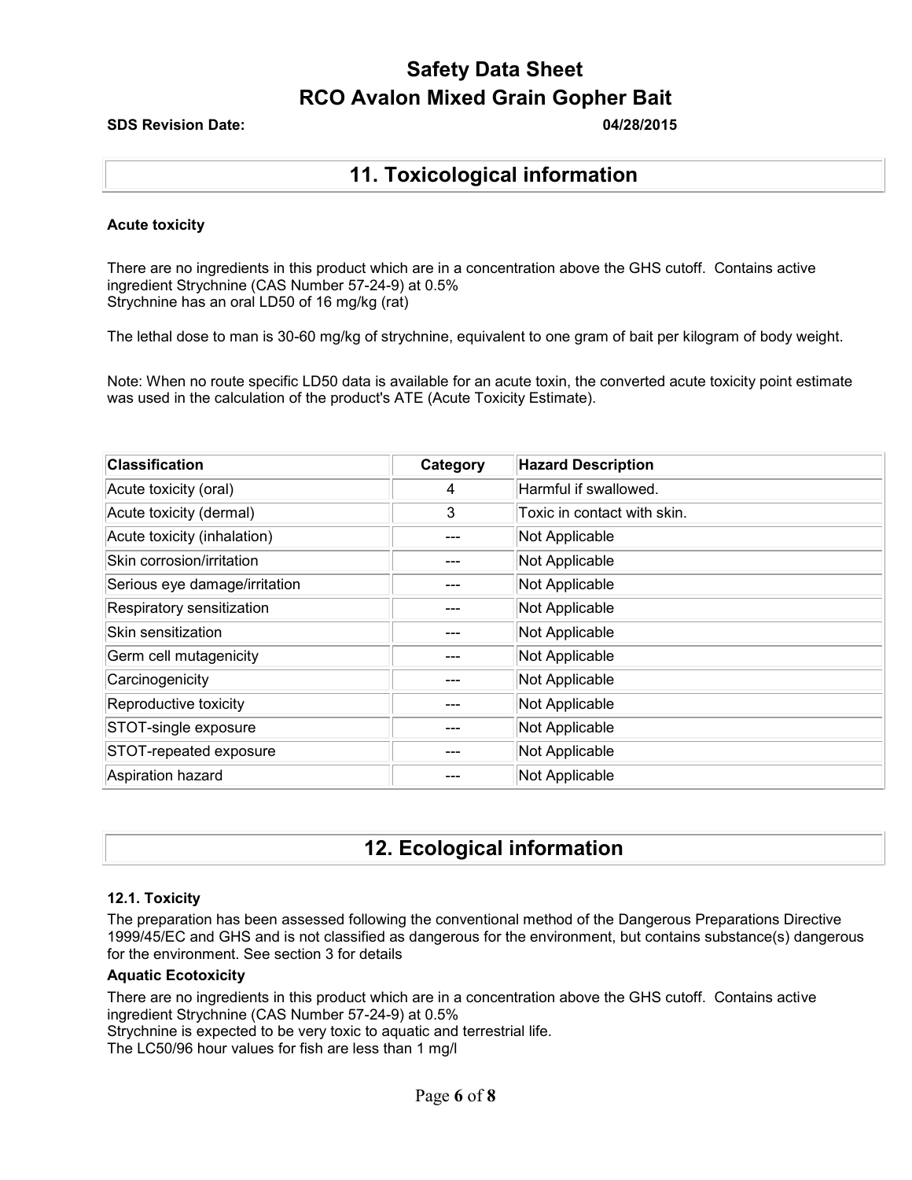# Safety Data Sheet
# RCO Avalon Mixed Grain Gopher Bait

**SDS Revision Date:** **04/28/2015**

## 11. Toxicological information

**Acute toxicity**

There are no ingredients in this product which are in a concentration above the GHS cutoff. Contains active ingredient Strychnine (CAS Number 57-24-9) at 0.5%
Strychnine has an oral LD50 of 16 mg/kg (rat)

The lethal dose to man is 30-60 mg/kg of strychnine, equivalent to one gram of bait per kilogram of body weight.

Note: When no route specific LD50 data is available for an acute toxin, the converted acute toxicity point estimate was used in the calculation of the product's ATE (Acute Toxicity Estimate).

| Classification | Category | Hazard Description |
|---|---|---|
| Acute toxicity (oral) | 4 | Harmful if swallowed. |
| Acute toxicity (dermal) | 3 | Toxic in contact with skin. |
| Acute toxicity (inhalation) | --- | Not Applicable |
| Skin corrosion/irritation | --- | Not Applicable |
| Serious eye damage/irritation | --- | Not Applicable |
| Respiratory sensitization | --- | Not Applicable |
| Skin sensitization | --- | Not Applicable |
| Germ cell mutagenicity | --- | Not Applicable |
| Carcinogenicity | --- | Not Applicable |
| Reproductive toxicity | --- | Not Applicable |
| STOT-single exposure | --- | Not Applicable |
| STOT-repeated exposure | --- | Not Applicable |
| Aspiration hazard | --- | Not Applicable |

## 12. Ecological information

### 12.1. Toxicity

The preparation has been assessed following the conventional method of the Dangerous Preparations Directive 1999/45/EC and GHS and is not classified as dangerous for the environment, but contains substance(s) dangerous for the environment. See section 3 for details

**Aquatic Ecotoxicity**

There are no ingredients in this product which are in a concentration above the GHS cutoff. Contains active ingredient Strychnine (CAS Number 57-24-9) at 0.5%
Strychnine is expected to be very toxic to aquatic and terrestrial life.
The LC50/96 hour values for fish are less than 1 mg/l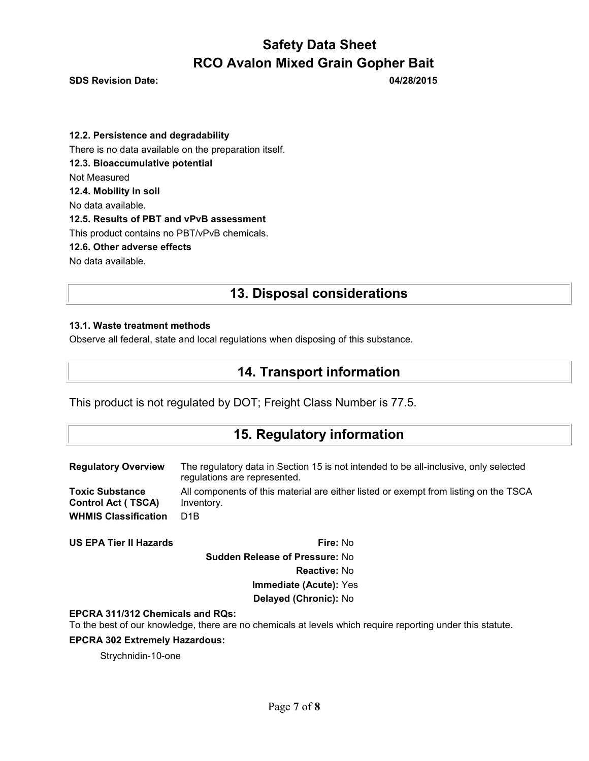#### 12.2. Persistence and degradability

There is no data available on the preparation itself.

#### 12.3. Bioaccumulative potential

Not Measured

#### 12.4. Mobility in soil

No data available.

#### 12.5. Results of PBT and vPvB assessment

This product contains no PBT/vPvB chemicals.

#### 12.6. Other adverse effects

No data available.

## 13. Disposal considerations

#### 13.1. Waste treatment methods

Observe all federal, state and local regulations when disposing of this substance.

## 14. Transport information

This product is not regulated by DOT; Freight Class Number is 77.5.

## 15. Regulatory information

| | |
|---|---|
| **Regulatory Overview** | The regulatory data in Section 15 is not intended to be all-inclusive, only selected regulations are represented. |
| **Toxic Substance Control Act ( TSCA)** | All components of this material are either listed or exempt from listing on the TSCA Inventory. |
| **WHMIS Classification** | D1B |

**US EPA Tier II Hazards**

**Fire:** No

**Sudden Release of Pressure:** No

**Reactive:** No

**Immediate (Acute):** Yes

**Delayed (Chronic):** No

**EPCRA 311/312 Chemicals and RQs:**
To the best of our knowledge, there are no chemicals at levels which require reporting under this statute.

**EPCRA 302 Extremely Hazardous:**

Strychnidin-10-one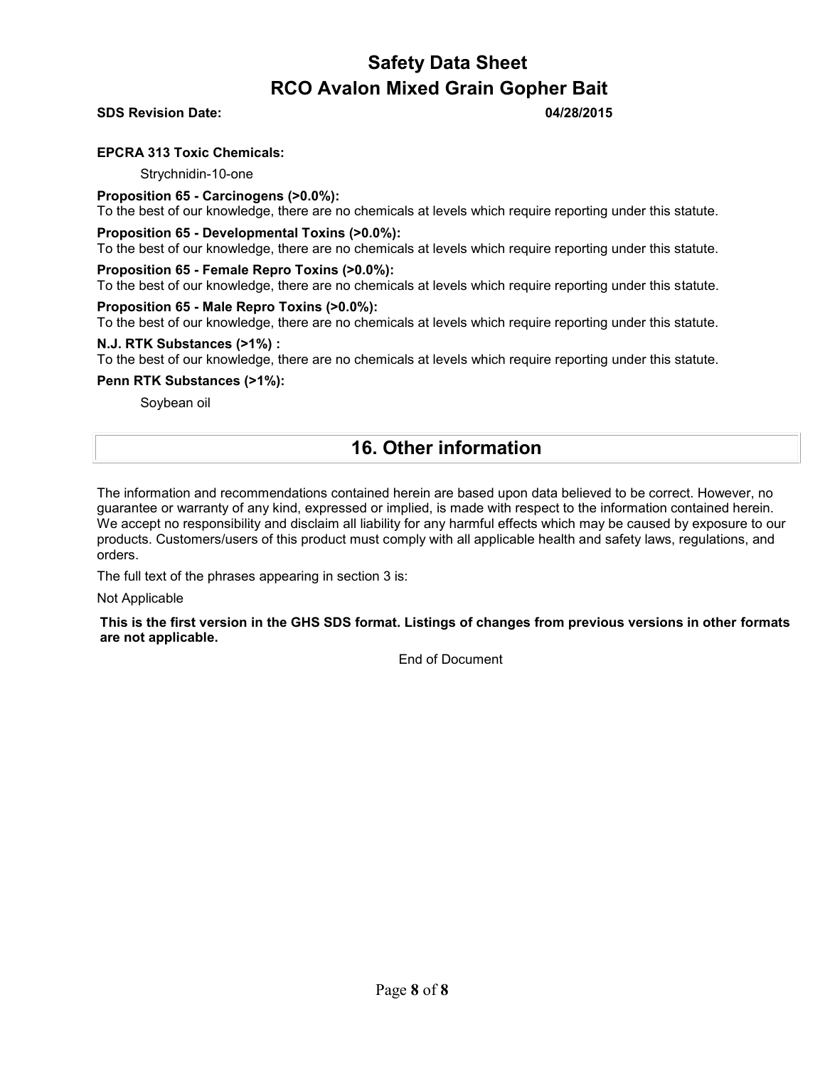**EPCRA 313 Toxic Chemicals:**

Strychnidin-10-one

**Proposition 65 - Carcinogens (>0.0%):**

To the best of our knowledge, there are no chemicals at levels which require reporting under this statute.

**Proposition 65 - Developmental Toxins (>0.0%):**

To the best of our knowledge, there are no chemicals at levels which require reporting under this statute.

**Proposition 65 - Female Repro Toxins (>0.0%):**

To the best of our knowledge, there are no chemicals at levels which require reporting under this statute.

**Proposition 65 - Male Repro Toxins (>0.0%):**

To the best of our knowledge, there are no chemicals at levels which require reporting under this statute.

**N.J. RTK Substances (>1%) :**

To the best of our knowledge, there are no chemicals at levels which require reporting under this statute.

**Penn RTK Substances (>1%):**

Soybean oil

## 16. Other information

The information and recommendations contained herein are based upon data believed to be correct. However, no guarantee or warranty of any kind, expressed or implied, is made with respect to the information contained herein. We accept no responsibility and disclaim all liability for any harmful effects which may be caused by exposure to our products. Customers/users of this product must comply with all applicable health and safety laws, regulations, and orders.

The full text of the phrases appearing in section 3 is:

Not Applicable

**This is the first version in the GHS SDS format. Listings of changes from previous versions in other formats are not applicable.**

End of Document